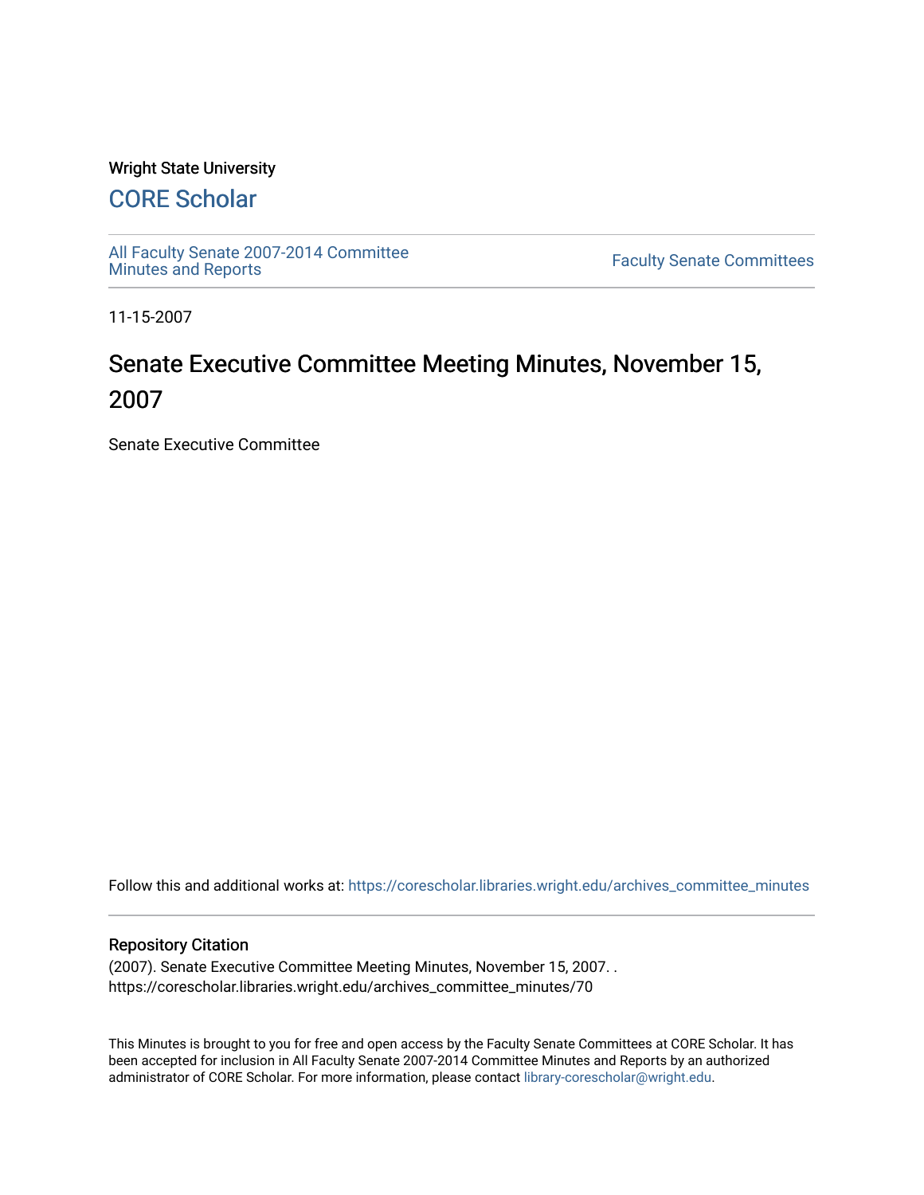Wright State University

# CORE Scholar

All Faculty Senate 2007-2014 Committee Minutes and Reports

Faculty Senate Committees

11-15-2007

# Senate Executive Committee Meeting Minutes, November 15, 2007

Senate Executive Committee

Follow this and additional works at: https://corescholar.libraries.wright.edu/archives_committee_minutes

## Repository Citation

(2007). Senate Executive Committee Meeting Minutes, November 15, 2007. .
https://corescholar.libraries.wright.edu/archives_committee_minutes/70

This Minutes is brought to you for free and open access by the Faculty Senate Committees at CORE Scholar. It has been accepted for inclusion in All Faculty Senate 2007-2014 Committee Minutes and Reports by an authorized administrator of CORE Scholar. For more information, please contact library-corescholar@wright.edu.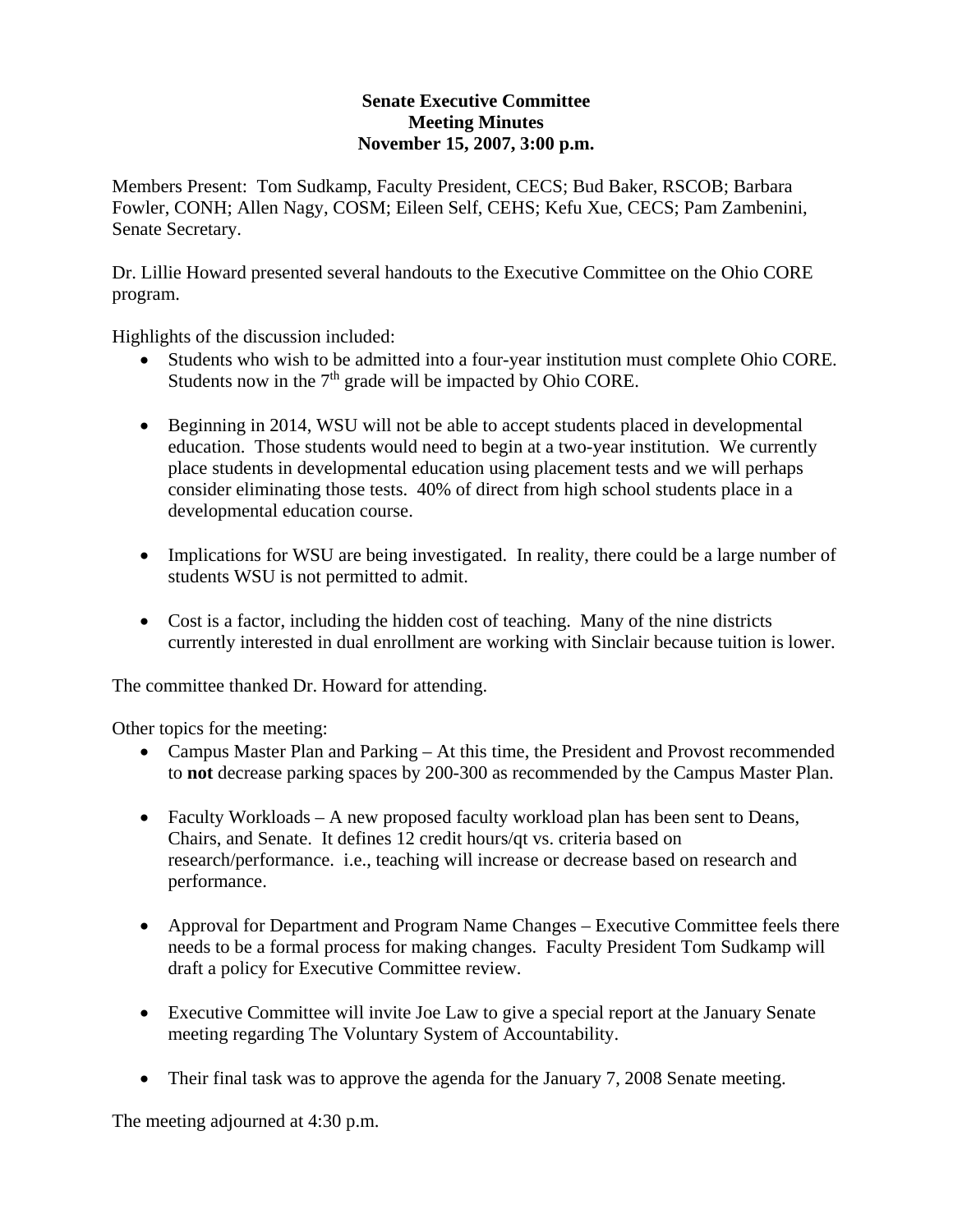**Senate Executive Committee**
**Meeting Minutes**
**November 15, 2007, 3:00 p.m.**

Members Present: Tom Sudkamp, Faculty President, CECS; Bud Baker, RSCOB; Barbara Fowler, CONH; Allen Nagy, COSM; Eileen Self, CEHS; Kefu Xue, CECS; Pam Zambenini, Senate Secretary.

Dr. Lillie Howard presented several handouts to the Executive Committee on the Ohio CORE program.

Highlights of the discussion included:

- Students who wish to be admitted into a four-year institution must complete Ohio CORE. Students now in the 7th grade will be impacted by Ohio CORE.
- Beginning in 2014, WSU will not be able to accept students placed in developmental education. Those students would need to begin at a two-year institution. We currently place students in developmental education using placement tests and we will perhaps consider eliminating those tests. 40% of direct from high school students place in a developmental education course.
- Implications for WSU are being investigated. In reality, there could be a large number of students WSU is not permitted to admit.
- Cost is a factor, including the hidden cost of teaching. Many of the nine districts currently interested in dual enrollment are working with Sinclair because tuition is lower.

The committee thanked Dr. Howard for attending.

Other topics for the meeting:

- Campus Master Plan and Parking – At this time, the President and Provost recommended to **not** decrease parking spaces by 200-300 as recommended by the Campus Master Plan.
- Faculty Workloads – A new proposed faculty workload plan has been sent to Deans, Chairs, and Senate. It defines 12 credit hours/qt vs. criteria based on research/performance. i.e., teaching will increase or decrease based on research and performance.
- Approval for Department and Program Name Changes – Executive Committee feels there needs to be a formal process for making changes. Faculty President Tom Sudkamp will draft a policy for Executive Committee review.
- Executive Committee will invite Joe Law to give a special report at the January Senate meeting regarding The Voluntary System of Accountability.
- Their final task was to approve the agenda for the January 7, 2008 Senate meeting.

The meeting adjourned at 4:30 p.m.